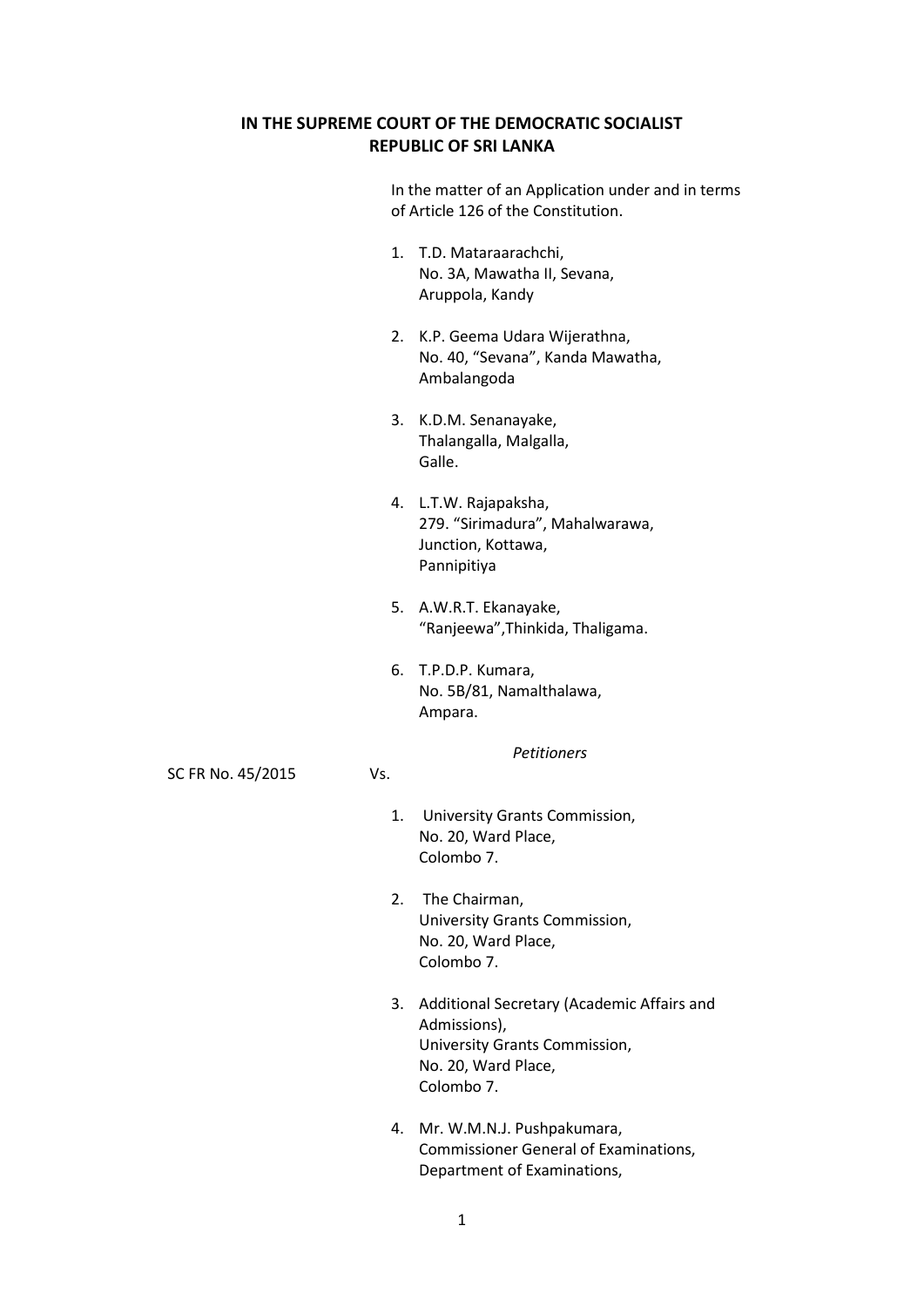**IN THE SUPREME COURT OF THE DEMOCRATIC SOCIALIST REPUBLIC OF SRI LANKA**

In the matter of an Application under and in terms of Article 126 of the Constitution.

1. T.D. Mataraarachchi,
   No. 3A, Mawatha II, Sevana,
   Aruppola, Kandy

2. K.P. Geema Udara Wijerathna,
   No. 40, "Sevana", Kanda Mawatha,
   Ambalangoda

3. K.D.M. Senanayake,
   Thalangalla, Malgalla,
   Galle.

4. L.T.W. Rajapaksha,
   279. "Sirimadura", Mahalwarawa,
   Junction, Kottawa,
   Pannipitiya

5. A.W.R.T. Ekanayake,
   "Ranjeewa",Thinkida, Thaligama.

6. T.P.D.P. Kumara,
   No. 5B/81, Namalthalawa,
   Ampara.

*Petitioners*

SC FR No. 45/2015 Vs.

1. University Grants Commission,
   No. 20, Ward Place,
   Colombo 7.

2. The Chairman,
   University Grants Commission,
   No. 20, Ward Place,
   Colombo 7.

3. Additional Secretary (Academic Affairs and Admissions),
   University Grants Commission,
   No. 20, Ward Place,
   Colombo 7.

4. Mr. W.M.N.J. Pushpakumara,
   Commissioner General of Examinations,
   Department of Examinations,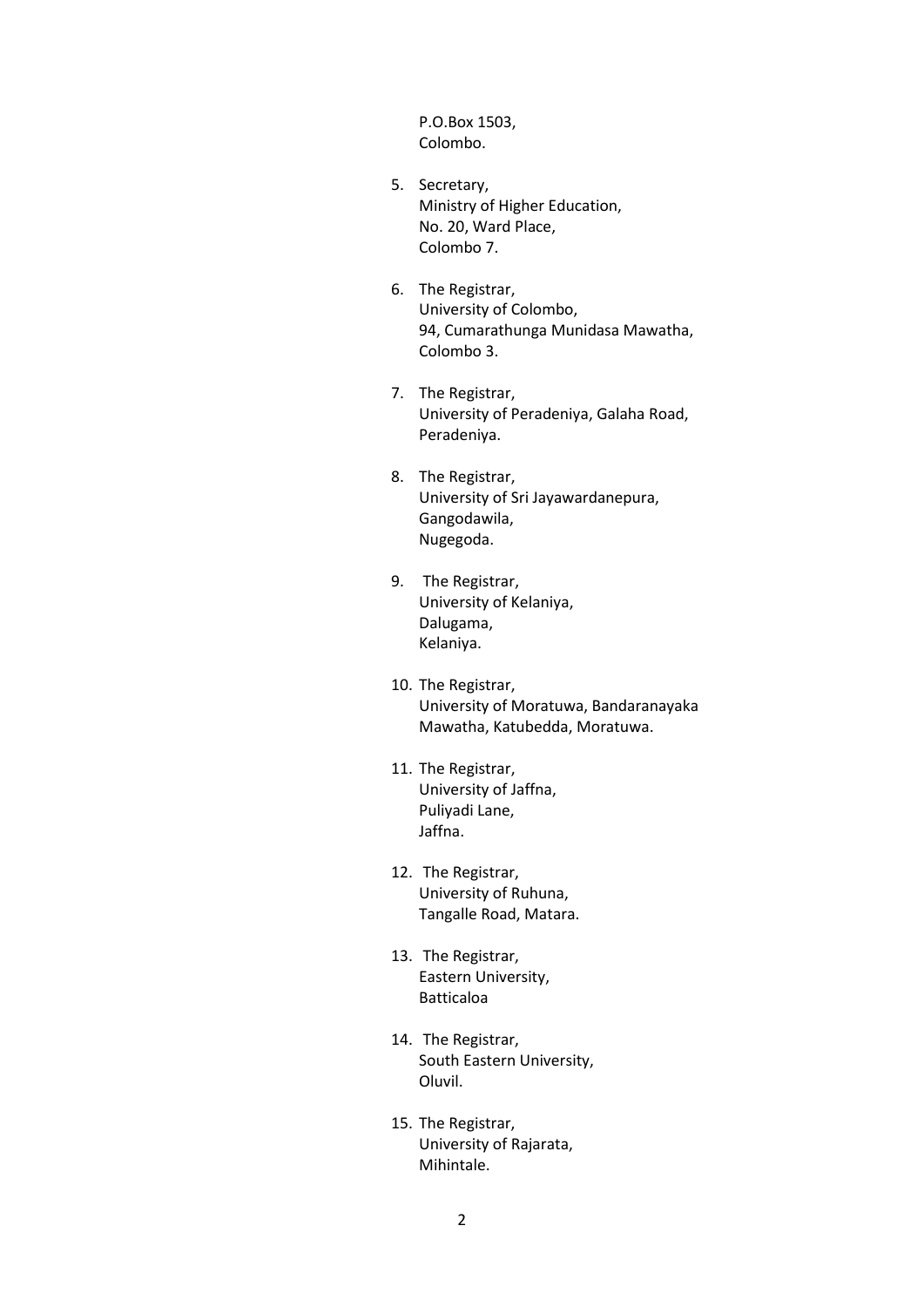P.O.Box 1503,
Colombo.

5. Secretary,
   Ministry of Higher Education,
   No. 20, Ward Place,
   Colombo 7.

6. The Registrar,
   University of Colombo,
   94, Cumarathunga Munidasa Mawatha,
   Colombo 3.

7. The Registrar,
   University of Peradeniya, Galaha Road,
   Peradeniya.

8. The Registrar,
   University of Sri Jayawardanepura,
   Gangodawila,
   Nugegoda.

9. The Registrar,
   University of Kelaniya,
   Dalugama,
   Kelaniya.

10. The Registrar,
    University of Moratuwa, Bandaranayaka
    Mawatha, Katubedda, Moratuwa.

11. The Registrar,
    University of Jaffna,
    Puliyadi Lane,
    Jaffna.

12. The Registrar,
    University of Ruhuna,
    Tangalle Road, Matara.

13. The Registrar,
    Eastern University,
    Batticaloa

14. The Registrar,
    South Eastern University,
    Oluvil.

15. The Registrar,
    University of Rajarata,
    Mihintale.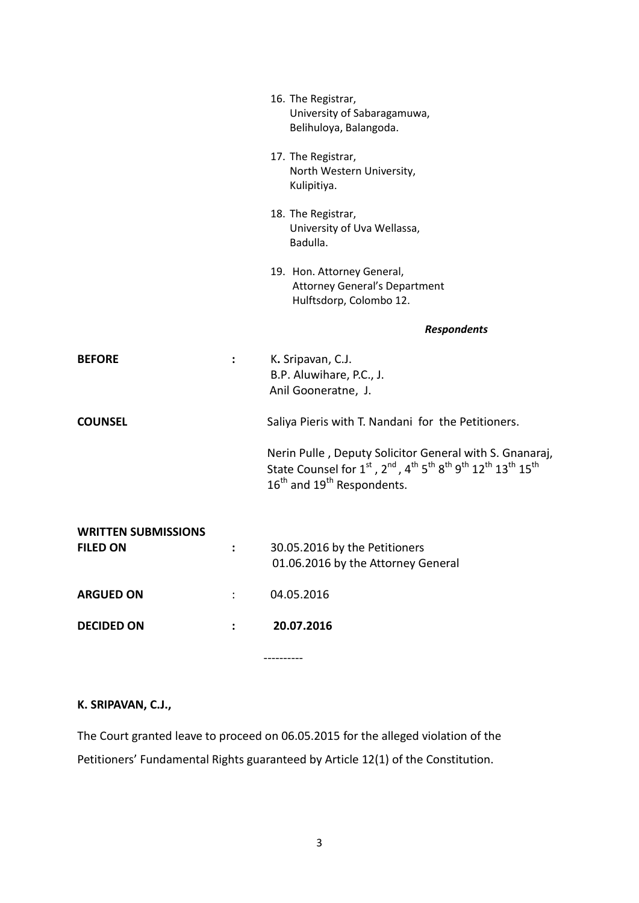16. The Registrar,
    University of Sabaragamuwa,
    Belihuloya, Balangoda.

17. The Registrar,
    North Western University,
    Kulipitiya.

18. The Registrar,
    University of Uva Wellassa,
    Badulla.

19. Hon. Attorney General,
    Attorney General's Department
    Hulftsdorp, Colombo 12.

***Respondents***

**BEFORE** : K**.** Sripavan, C.J.
B.P. Aluwihare, P.C., J.
Anil Gooneratne, J.

**COUNSEL** Saliya Pieris with T. Nandani for the Petitioners.

Nerin Pulle , Deputy Solicitor General with S. Gnanaraj, State Counsel for 1st , 2nd , 4th 5th 8th 9th 12th 13th 15th 16th and 19th Respondents.

**WRITTEN SUBMISSIONS FILED ON** : 30.05.2016 by the Petitioners
01.06.2016 by the Attorney General

**ARGUED ON** : 04.05.2016

**DECIDED ON** : **20.07.2016**

----------

**K. SRIPAVAN, C.J.,**

The Court granted leave to proceed on 06.05.2015 for the alleged violation of the Petitioners' Fundamental Rights guaranteed by Article 12(1) of the Constitution.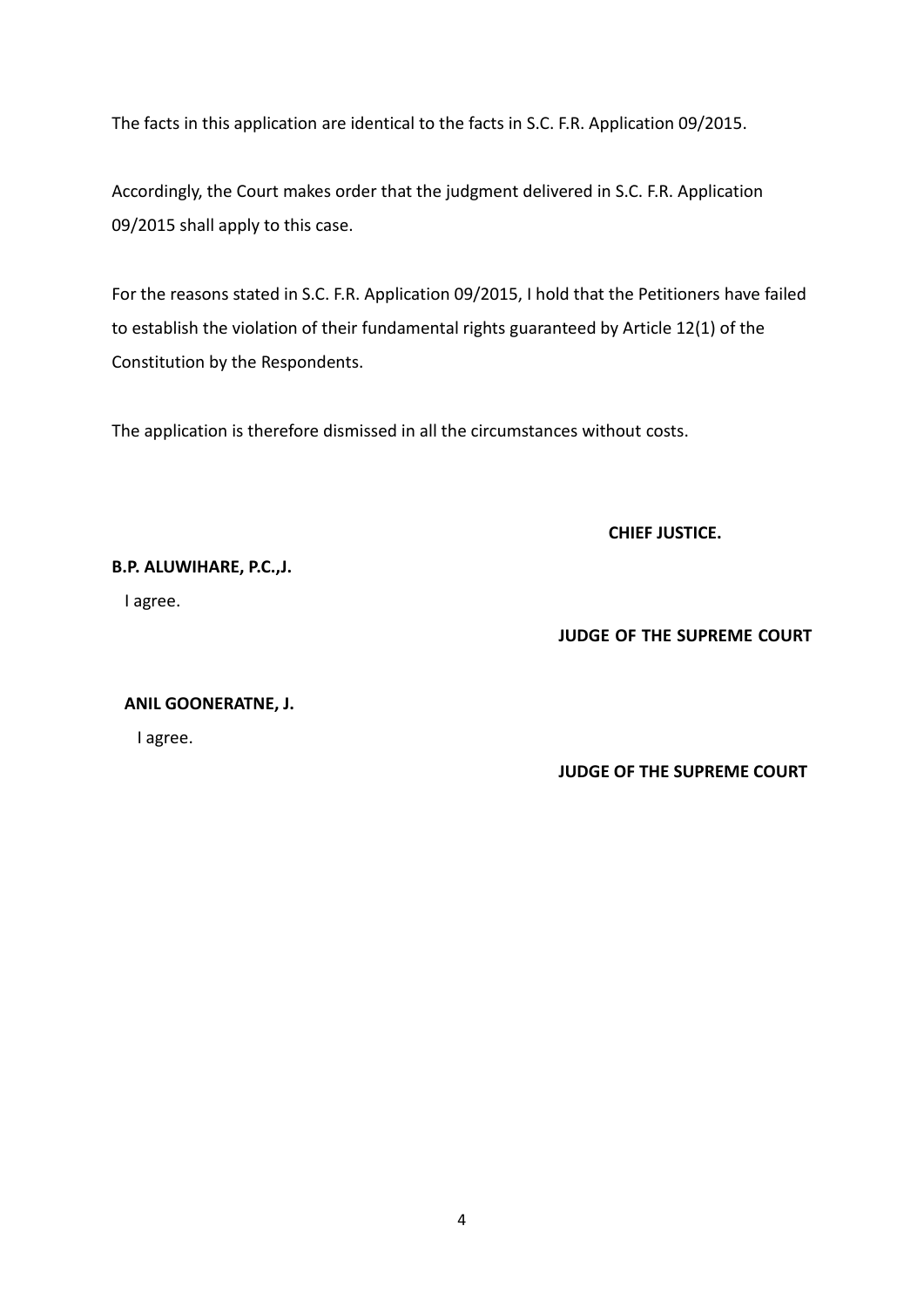The facts in this application are identical to the facts in S.C. F.R. Application 09/2015.

Accordingly, the Court makes order that the judgment delivered in S.C. F.R. Application 09/2015 shall apply to this case.

For the reasons stated in S.C. F.R. Application 09/2015, I hold that the Petitioners have failed to establish the violation of their fundamental rights guaranteed by Article 12(1) of the Constitution by the Respondents.

The application is therefore dismissed in all the circumstances without costs.

**CHIEF JUSTICE.**

**B.P. ALUWIHARE, P.C.,J.**

I agree.

**JUDGE OF THE SUPREME COURT**

**ANIL GOONERATNE, J.**

I agree.

**JUDGE OF THE SUPREME COURT**